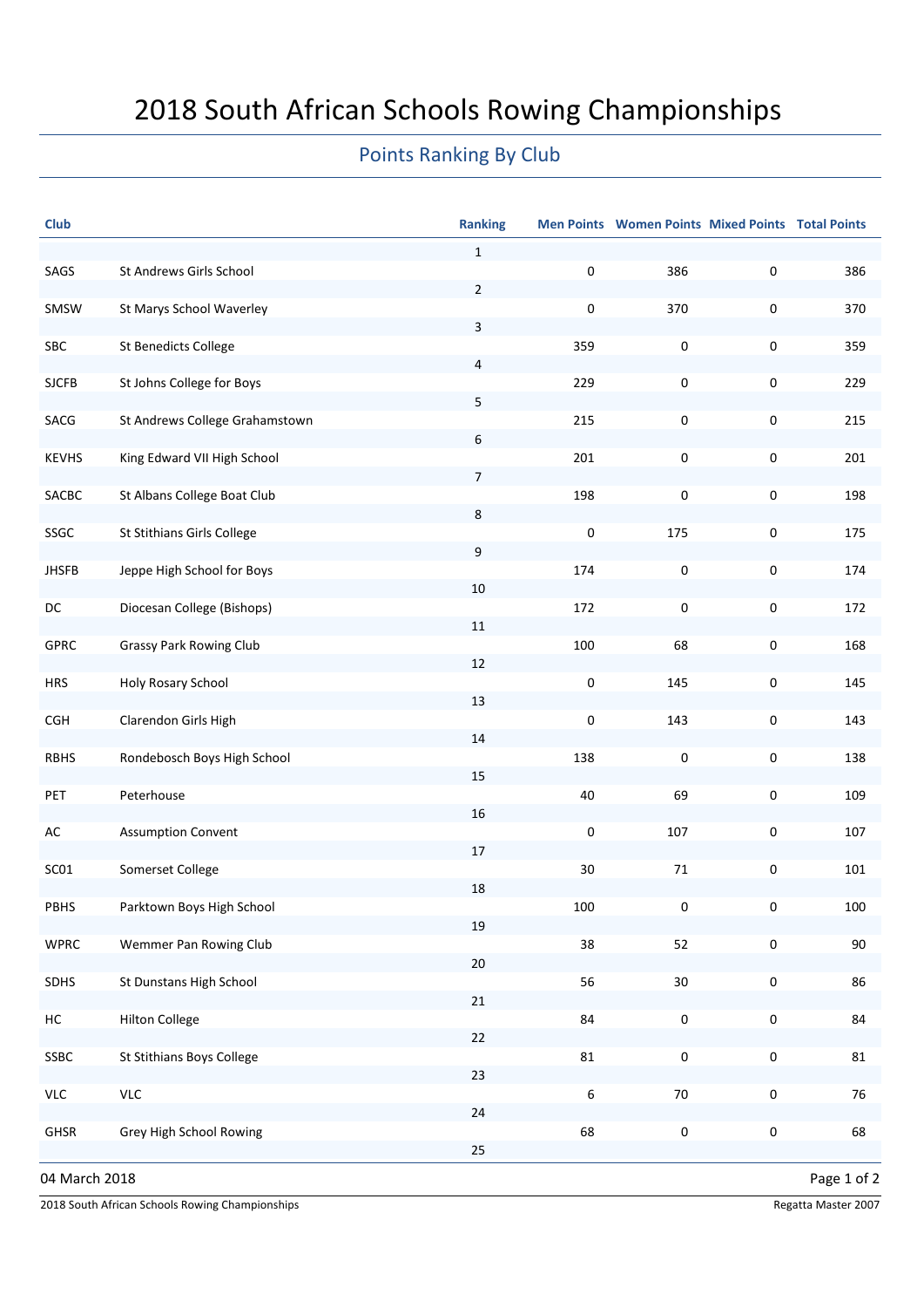# 2018 South African Schools Rowing Championships

## Points Ranking By Club

| Club | | Ranking | Men Points | Women Points | Mixed Points | Total Points |
|---|---|---|---|---|---|---|
| SAGS | St Andrews Girls School | 1 | 0 | 386 | 0 | 386 |
| SMSW | St Marys School Waverley | 2 | 0 | 370 | 0 | 370 |
| SBC | St Benedicts College | 3 | 359 | 0 | 0 | 359 |
| SJCFB | St Johns College for Boys | 4 | 229 | 0 | 0 | 229 |
| SACG | St Andrews College Grahamstown | 5 | 215 | 0 | 0 | 215 |
| KEVHS | King Edward VII High School | 6 | 201 | 0 | 0 | 201 |
| SACBC | St Albans College Boat Club | 7 | 198 | 0 | 0 | 198 |
| SSGC | St Stithians Girls College | 8 | 0 | 175 | 0 | 175 |
| JHSFB | Jeppe High School for Boys | 9 | 174 | 0 | 0 | 174 |
| DC | Diocesan College (Bishops) | 10 | 172 | 0 | 0 | 172 |
| GPRC | Grassy Park Rowing Club | 11 | 100 | 68 | 0 | 168 |
| HRS | Holy Rosary School | 12 | 0 | 145 | 0 | 145 |
| CGH | Clarendon Girls High | 13 | 0 | 143 | 0 | 143 |
| RBHS | Rondebosch Boys High School | 14 | 138 | 0 | 0 | 138 |
| PET | Peterhouse | 15 | 40 | 69 | 0 | 109 |
| AC | Assumption Convent | 16 | 0 | 107 | 0 | 107 |
| SC01 | Somerset College | 17 | 30 | 71 | 0 | 101 |
| PBHS | Parktown Boys High School | 18 | 100 | 0 | 0 | 100 |
| WPRC | Wemmer Pan Rowing Club | 19 | 38 | 52 | 0 | 90 |
| SDHS | St Dunstans High School | 20 | 56 | 30 | 0 | 86 |
| HC | Hilton College | 21 | 84 | 0 | 0 | 84 |
| SSBC | St Stithians Boys College | 22 | 81 | 0 | 0 | 81 |
| VLC | VLC | 23 | 6 | 70 | 0 | 76 |
| GHSR | Grey High School Rowing | 24 | 68 | 0 | 0 | 68 |
| | | 25 | | | | |

04 March 2018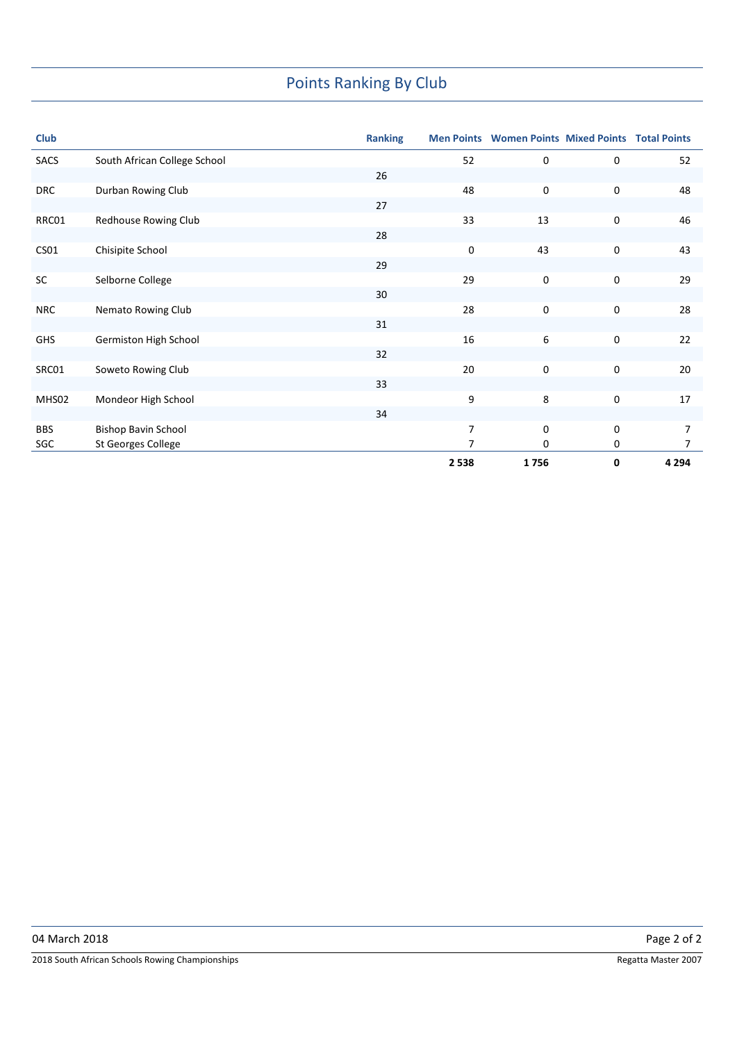# Points Ranking By Club

| Club | | Ranking | Men Points | Women Points | Mixed Points | Total Points |
|---|---|---|---|---|---|---|
| SACS | South African College School | | 52 | 0 | 0 | 52 |
| | | 26 | | | | |
| DRC | Durban Rowing Club | | 48 | 0 | 0 | 48 |
| | | 27 | | | | |
| RRC01 | Redhouse Rowing Club | | 33 | 13 | 0 | 46 |
| | | 28 | | | | |
| CS01 | Chisipite School | | 0 | 43 | 0 | 43 |
| | | 29 | | | | |
| SC | Selborne College | | 29 | 0 | 0 | 29 |
| | | 30 | | | | |
| NRC | Nemato Rowing Club | | 28 | 0 | 0 | 28 |
| | | 31 | | | | |
| GHS | Germiston High School | | 16 | 6 | 0 | 22 |
| | | 32 | | | | |
| SRC01 | Soweto Rowing Club | | 20 | 0 | 0 | 20 |
| | | 33 | | | | |
| MHS02 | Mondeor High School | | 9 | 8 | 0 | 17 |
| | | 34 | | | | |
| BBS | Bishop Bavin School | | 7 | 0 | 0 | 7 |
| SGC | St Georges College | | 7 | 0 | 0 | 7 |
| | | | **2 538** | **1 756** | **0** | **4 294** |